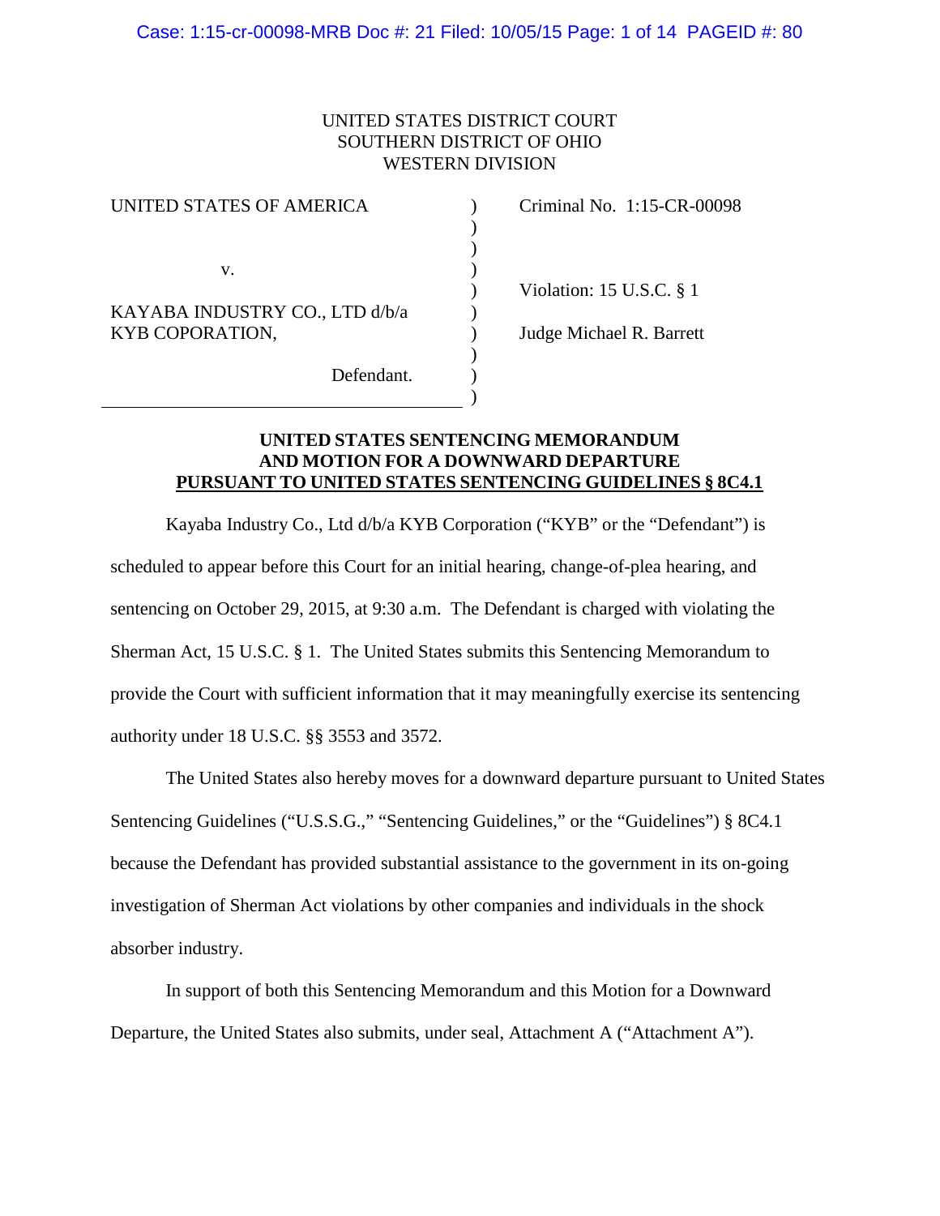UNITED STATES DISTRICT COURT
SOUTHERN DISTRICT OF OHIO
WESTERN DIVISION

| | |
|---|---|
| UNITED STATES OF AMERICA | Criminal No. 1:15-CR-00098 |
| v. | Violation: 15 U.S.C. § 1 |
| KAYABA INDUSTRY CO., LTD d/b/a KYB COPORATION, | Judge Michael R. Barrett |
| Defendant. | |

**UNITED STATES SENTENCING MEMORANDUM AND MOTION FOR A DOWNWARD DEPARTURE PURSUANT TO UNITED STATES SENTENCING GUIDELINES § 8C4.1**

Kayaba Industry Co., Ltd d/b/a KYB Corporation ("KYB" or the "Defendant") is scheduled to appear before this Court for an initial hearing, change-of-plea hearing, and sentencing on October 29, 2015, at 9:30 a.m. The Defendant is charged with violating the Sherman Act, 15 U.S.C. § 1. The United States submits this Sentencing Memorandum to provide the Court with sufficient information that it may meaningfully exercise its sentencing authority under 18 U.S.C. §§ 3553 and 3572.

The United States also hereby moves for a downward departure pursuant to United States Sentencing Guidelines ("U.S.S.G.," "Sentencing Guidelines," or the "Guidelines") § 8C4.1 because the Defendant has provided substantial assistance to the government in its on-going investigation of Sherman Act violations by other companies and individuals in the shock absorber industry.

In support of both this Sentencing Memorandum and this Motion for a Downward Departure, the United States also submits, under seal, Attachment A ("Attachment A").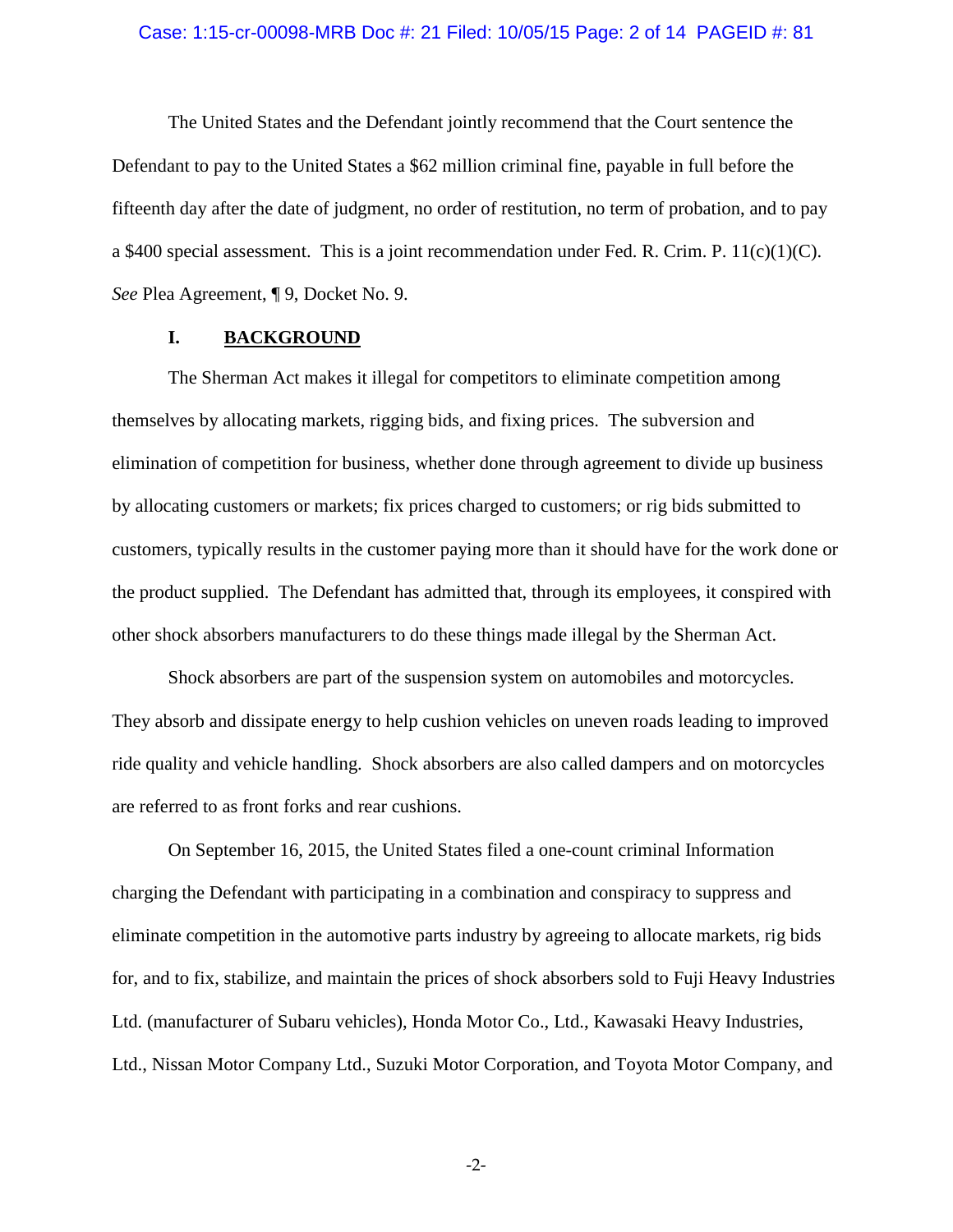The United States and the Defendant jointly recommend that the Court sentence the Defendant to pay to the United States a $62 million criminal fine, payable in full before the fifteenth day after the date of judgment, no order of restitution, no term of probation, and to pay a $400 special assessment. This is a joint recommendation under Fed. R. Crim. P. 11(c)(1)(C). *See* Plea Agreement, ¶ 9, Docket No. 9.

## I. BACKGROUND

The Sherman Act makes it illegal for competitors to eliminate competition among themselves by allocating markets, rigging bids, and fixing prices. The subversion and elimination of competition for business, whether done through agreement to divide up business by allocating customers or markets; fix prices charged to customers; or rig bids submitted to customers, typically results in the customer paying more than it should have for the work done or the product supplied. The Defendant has admitted that, through its employees, it conspired with other shock absorbers manufacturers to do these things made illegal by the Sherman Act.

Shock absorbers are part of the suspension system on automobiles and motorcycles. They absorb and dissipate energy to help cushion vehicles on uneven roads leading to improved ride quality and vehicle handling. Shock absorbers are also called dampers and on motorcycles are referred to as front forks and rear cushions.

On September 16, 2015, the United States filed a one-count criminal Information charging the Defendant with participating in a combination and conspiracy to suppress and eliminate competition in the automotive parts industry by agreeing to allocate markets, rig bids for, and to fix, stabilize, and maintain the prices of shock absorbers sold to Fuji Heavy Industries Ltd. (manufacturer of Subaru vehicles), Honda Motor Co., Ltd., Kawasaki Heavy Industries, Ltd., Nissan Motor Company Ltd., Suzuki Motor Corporation, and Toyota Motor Company, and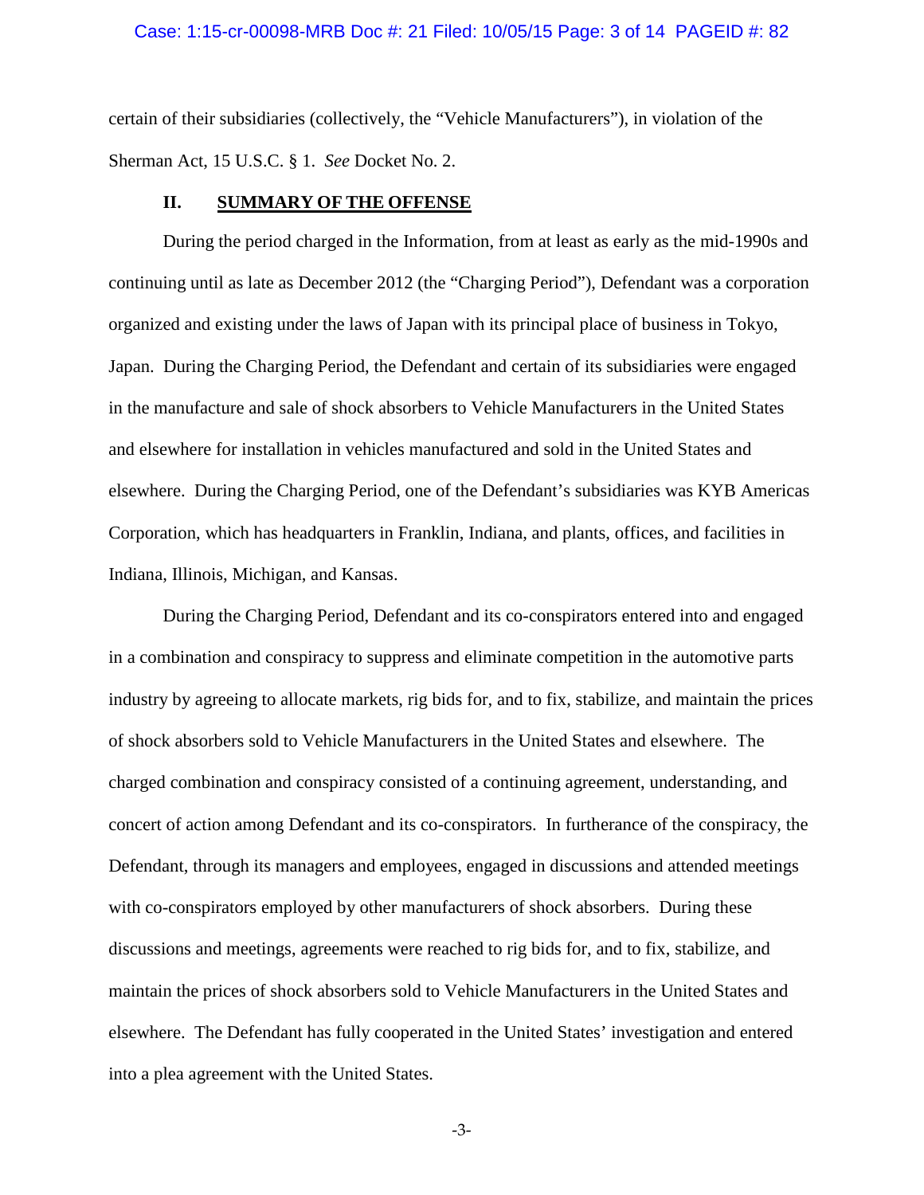certain of their subsidiaries (collectively, the "Vehicle Manufacturers"), in violation of the Sherman Act, 15 U.S.C. § 1. *See* Docket No. 2.

## II. **SUMMARY OF THE OFFENSE**

During the period charged in the Information, from at least as early as the mid-1990s and continuing until as late as December 2012 (the "Charging Period"), Defendant was a corporation organized and existing under the laws of Japan with its principal place of business in Tokyo, Japan. During the Charging Period, the Defendant and certain of its subsidiaries were engaged in the manufacture and sale of shock absorbers to Vehicle Manufacturers in the United States and elsewhere for installation in vehicles manufactured and sold in the United States and elsewhere. During the Charging Period, one of the Defendant's subsidiaries was KYB Americas Corporation, which has headquarters in Franklin, Indiana, and plants, offices, and facilities in Indiana, Illinois, Michigan, and Kansas.

During the Charging Period, Defendant and its co-conspirators entered into and engaged in a combination and conspiracy to suppress and eliminate competition in the automotive parts industry by agreeing to allocate markets, rig bids for, and to fix, stabilize, and maintain the prices of shock absorbers sold to Vehicle Manufacturers in the United States and elsewhere. The charged combination and conspiracy consisted of a continuing agreement, understanding, and concert of action among Defendant and its co-conspirators. In furtherance of the conspiracy, the Defendant, through its managers and employees, engaged in discussions and attended meetings with co-conspirators employed by other manufacturers of shock absorbers. During these discussions and meetings, agreements were reached to rig bids for, and to fix, stabilize, and maintain the prices of shock absorbers sold to Vehicle Manufacturers in the United States and elsewhere. The Defendant has fully cooperated in the United States' investigation and entered into a plea agreement with the United States.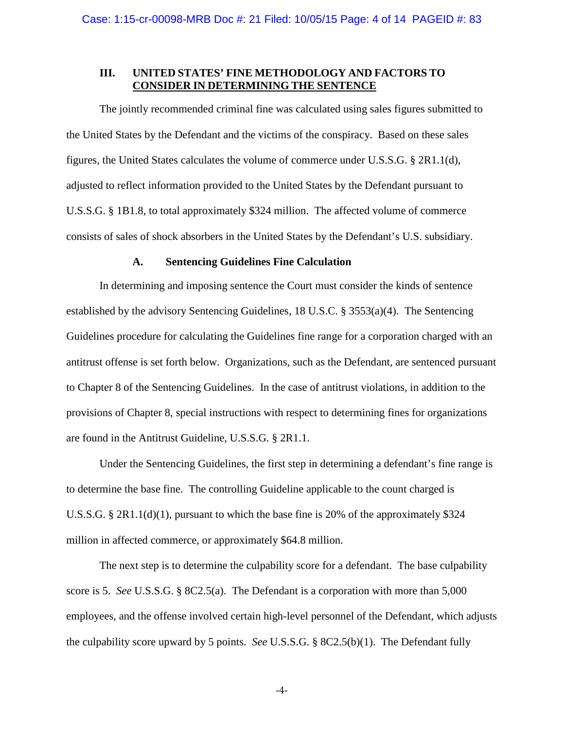## III. UNITED STATES' FINE METHODOLOGY AND FACTORS TO CONSIDER IN DETERMINING THE SENTENCE

The jointly recommended criminal fine was calculated using sales figures submitted to the United States by the Defendant and the victims of the conspiracy. Based on these sales figures, the United States calculates the volume of commerce under U.S.S.G. § 2R1.1(d), adjusted to reflect information provided to the United States by the Defendant pursuant to U.S.S.G. § 1B1.8, to total approximately $324 million. The affected volume of commerce consists of sales of shock absorbers in the United States by the Defendant's U.S. subsidiary.

### A. Sentencing Guidelines Fine Calculation

In determining and imposing sentence the Court must consider the kinds of sentence established by the advisory Sentencing Guidelines, 18 U.S.C. § 3553(a)(4). The Sentencing Guidelines procedure for calculating the Guidelines fine range for a corporation charged with an antitrust offense is set forth below. Organizations, such as the Defendant, are sentenced pursuant to Chapter 8 of the Sentencing Guidelines. In the case of antitrust violations, in addition to the provisions of Chapter 8, special instructions with respect to determining fines for organizations are found in the Antitrust Guideline, U.S.S.G. § 2R1.1.

Under the Sentencing Guidelines, the first step in determining a defendant's fine range is to determine the base fine. The controlling Guideline applicable to the count charged is U.S.S.G. § 2R1.1(d)(1), pursuant to which the base fine is 20% of the approximately $324 million in affected commerce, or approximately $64.8 million.

The next step is to determine the culpability score for a defendant. The base culpability score is 5. *See* U.S.S.G. § 8C2.5(a). The Defendant is a corporation with more than 5,000 employees, and the offense involved certain high-level personnel of the Defendant, which adjusts the culpability score upward by 5 points. *See* U.S.S.G. § 8C2.5(b)(1). The Defendant fully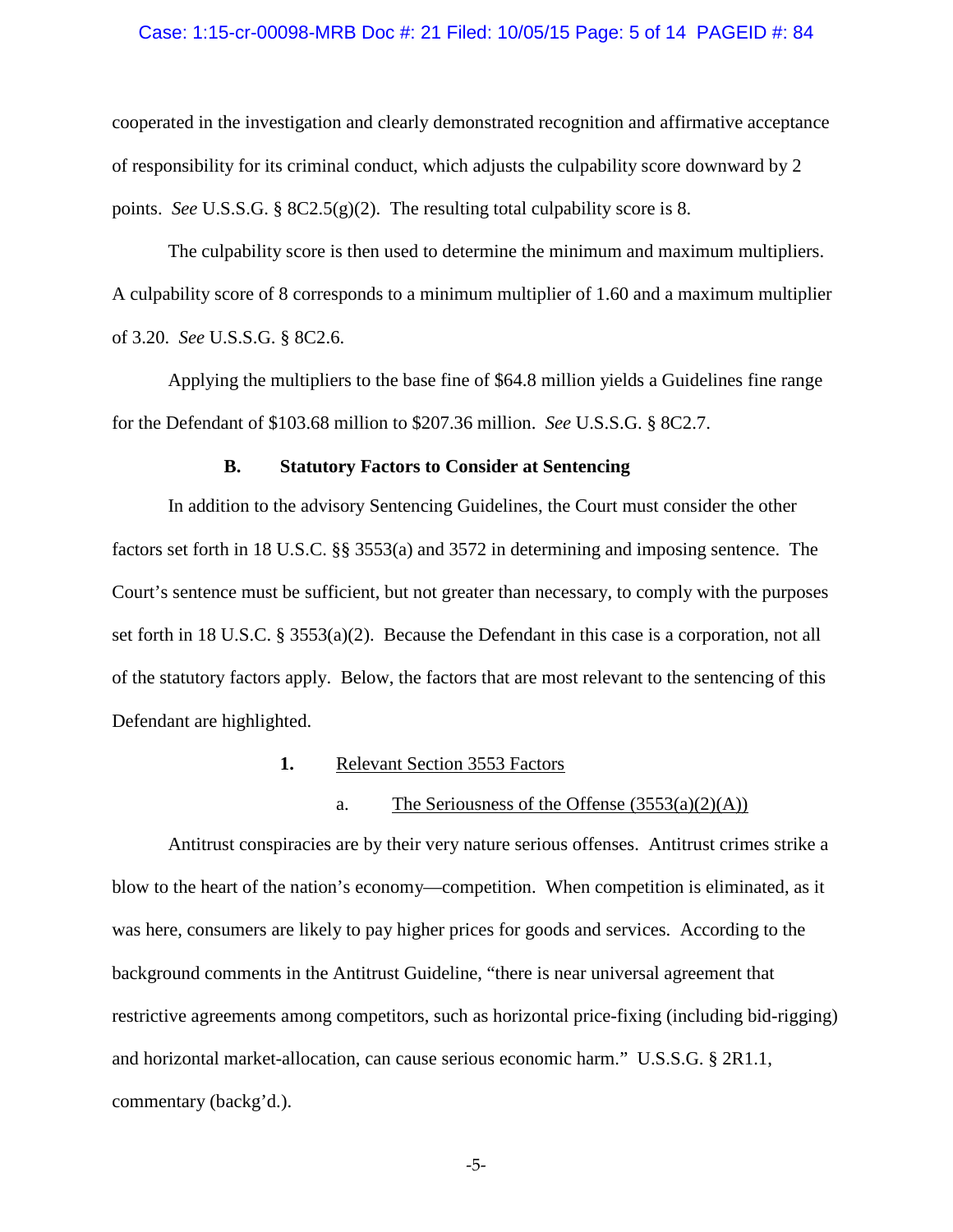cooperated in the investigation and clearly demonstrated recognition and affirmative acceptance of responsibility for its criminal conduct, which adjusts the culpability score downward by 2 points. *See* U.S.S.G. § 8C2.5(g)(2). The resulting total culpability score is 8.

The culpability score is then used to determine the minimum and maximum multipliers. A culpability score of 8 corresponds to a minimum multiplier of 1.60 and a maximum multiplier of 3.20. *See* U.S.S.G. § 8C2.6.

Applying the multipliers to the base fine of $64.8 million yields a Guidelines fine range for the Defendant of $103.68 million to $207.36 million. *See* U.S.S.G. § 8C2.7.

### B. Statutory Factors to Consider at Sentencing

In addition to the advisory Sentencing Guidelines, the Court must consider the other factors set forth in 18 U.S.C. §§ 3553(a) and 3572 in determining and imposing sentence. The Court's sentence must be sufficient, but not greater than necessary, to comply with the purposes set forth in 18 U.S.C. § 3553(a)(2). Because the Defendant in this case is a corporation, not all of the statutory factors apply. Below, the factors that are most relevant to the sentencing of this Defendant are highlighted.

#### 1. Relevant Section 3553 Factors

##### a. The Seriousness of the Offense (3553(a)(2)(A))

Antitrust conspiracies are by their very nature serious offenses. Antitrust crimes strike a blow to the heart of the nation's economy—competition. When competition is eliminated, as it was here, consumers are likely to pay higher prices for goods and services. According to the background comments in the Antitrust Guideline, "there is near universal agreement that restrictive agreements among competitors, such as horizontal price-fixing (including bid-rigging) and horizontal market-allocation, can cause serious economic harm." U.S.S.G. § 2R1.1, commentary (backg'd.).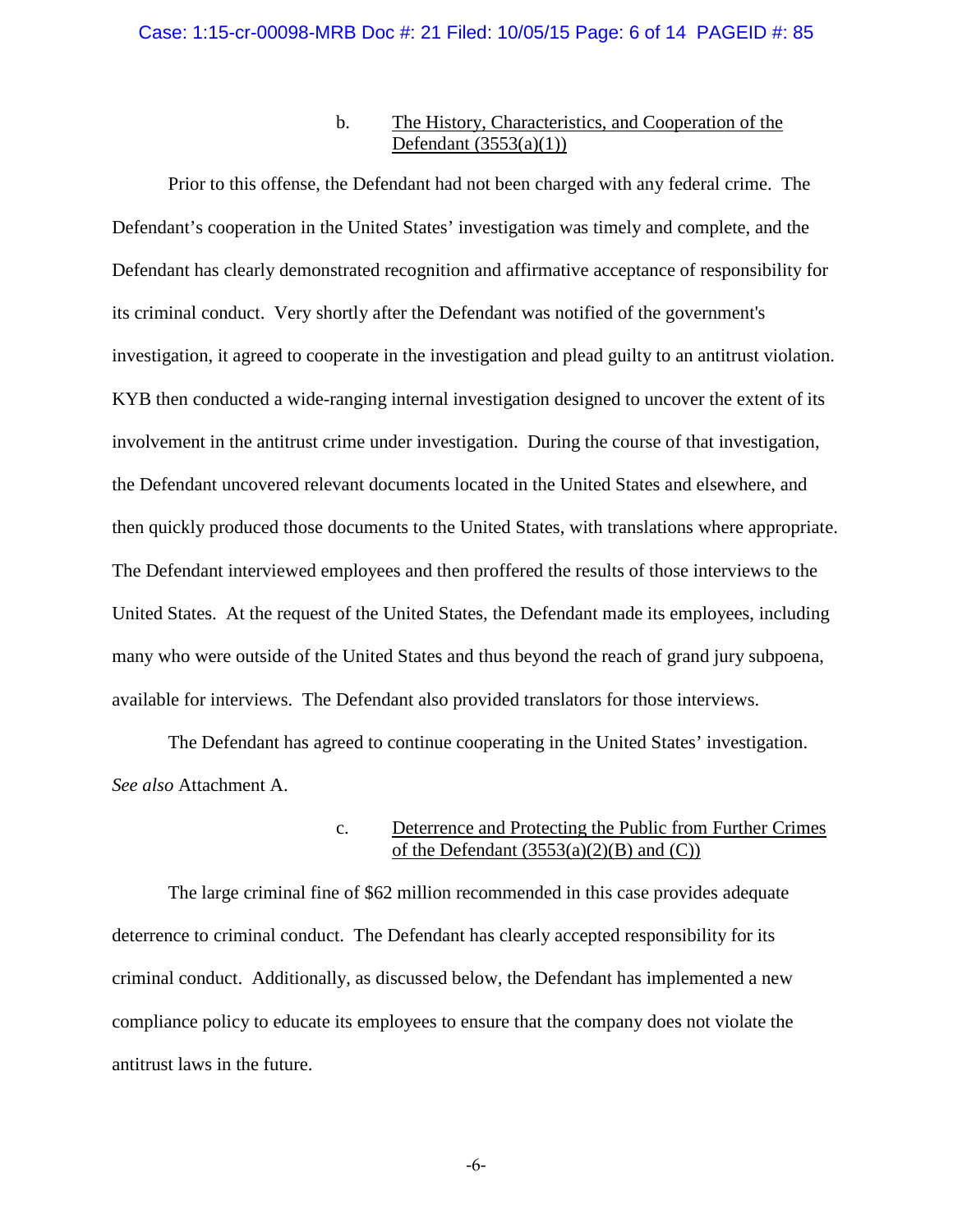b. <u>The History, Characteristics, and Cooperation of the Defendant (3553(a)(1))</u>

Prior to this offense, the Defendant had not been charged with any federal crime. The Defendant's cooperation in the United States' investigation was timely and complete, and the Defendant has clearly demonstrated recognition and affirmative acceptance of responsibility for its criminal conduct. Very shortly after the Defendant was notified of the government's investigation, it agreed to cooperate in the investigation and plead guilty to an antitrust violation. KYB then conducted a wide-ranging internal investigation designed to uncover the extent of its involvement in the antitrust crime under investigation. During the course of that investigation, the Defendant uncovered relevant documents located in the United States and elsewhere, and then quickly produced those documents to the United States, with translations where appropriate. The Defendant interviewed employees and then proffered the results of those interviews to the United States. At the request of the United States, the Defendant made its employees, including many who were outside of the United States and thus beyond the reach of grand jury subpoena, available for interviews. The Defendant also provided translators for those interviews.

The Defendant has agreed to continue cooperating in the United States' investigation. *See also* Attachment A.

c. <u>Deterrence and Protecting the Public from Further Crimes of the Defendant (3553(a)(2)(B) and (C))</u>

The large criminal fine of $62 million recommended in this case provides adequate deterrence to criminal conduct. The Defendant has clearly accepted responsibility for its criminal conduct. Additionally, as discussed below, the Defendant has implemented a new compliance policy to educate its employees to ensure that the company does not violate the antitrust laws in the future.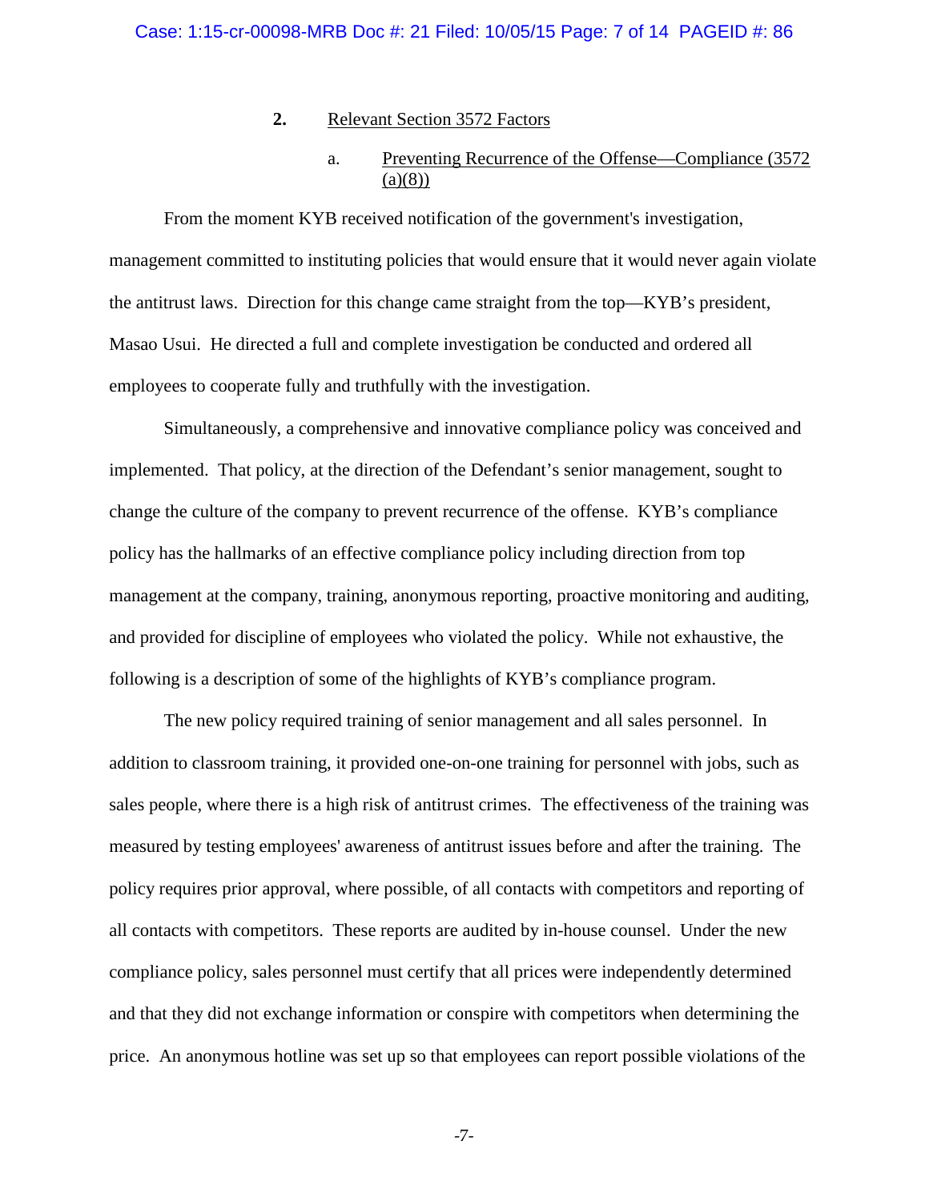## 2. Relevant Section 3572 Factors

### a. Preventing Recurrence of the Offense—Compliance (3572 (a)(8))

From the moment KYB received notification of the government's investigation, management committed to instituting policies that would ensure that it would never again violate the antitrust laws. Direction for this change came straight from the top—KYB's president, Masao Usui. He directed a full and complete investigation be conducted and ordered all employees to cooperate fully and truthfully with the investigation.

Simultaneously, a comprehensive and innovative compliance policy was conceived and implemented. That policy, at the direction of the Defendant's senior management, sought to change the culture of the company to prevent recurrence of the offense. KYB's compliance policy has the hallmarks of an effective compliance policy including direction from top management at the company, training, anonymous reporting, proactive monitoring and auditing, and provided for discipline of employees who violated the policy. While not exhaustive, the following is a description of some of the highlights of KYB's compliance program.

The new policy required training of senior management and all sales personnel. In addition to classroom training, it provided one-on-one training for personnel with jobs, such as sales people, where there is a high risk of antitrust crimes. The effectiveness of the training was measured by testing employees' awareness of antitrust issues before and after the training. The policy requires prior approval, where possible, of all contacts with competitors and reporting of all contacts with competitors. These reports are audited by in-house counsel. Under the new compliance policy, sales personnel must certify that all prices were independently determined and that they did not exchange information or conspire with competitors when determining the price. An anonymous hotline was set up so that employees can report possible violations of the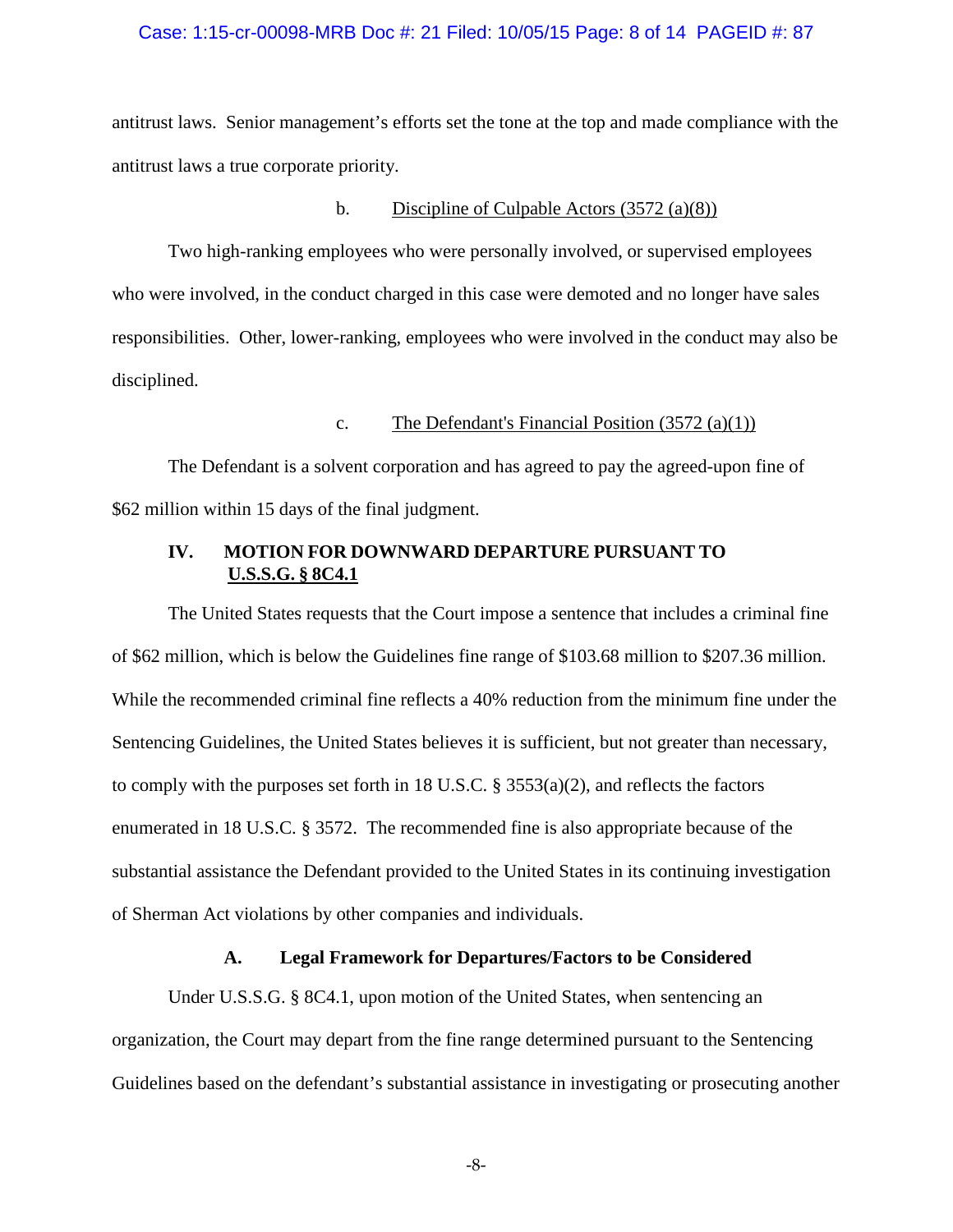antitrust laws. Senior management's efforts set the tone at the top and made compliance with the antitrust laws a true corporate priority.

b. Discipline of Culpable Actors (3572 (a)(8))

Two high-ranking employees who were personally involved, or supervised employees who were involved, in the conduct charged in this case were demoted and no longer have sales responsibilities. Other, lower-ranking, employees who were involved in the conduct may also be disciplined.

c. The Defendant's Financial Position (3572 (a)(1))

The Defendant is a solvent corporation and has agreed to pay the agreed-upon fine of $62 million within 15 days of the final judgment.

## IV. MOTION FOR DOWNWARD DEPARTURE PURSUANT TO U.S.S.G. § 8C4.1

The United States requests that the Court impose a sentence that includes a criminal fine of $62 million, which is below the Guidelines fine range of $103.68 million to $207.36 million. While the recommended criminal fine reflects a 40% reduction from the minimum fine under the Sentencing Guidelines, the United States believes it is sufficient, but not greater than necessary, to comply with the purposes set forth in 18 U.S.C. § 3553(a)(2), and reflects the factors enumerated in 18 U.S.C. § 3572. The recommended fine is also appropriate because of the substantial assistance the Defendant provided to the United States in its continuing investigation of Sherman Act violations by other companies and individuals.

### A. Legal Framework for Departures/Factors to be Considered

Under U.S.S.G. § 8C4.1, upon motion of the United States, when sentencing an organization, the Court may depart from the fine range determined pursuant to the Sentencing Guidelines based on the defendant's substantial assistance in investigating or prosecuting another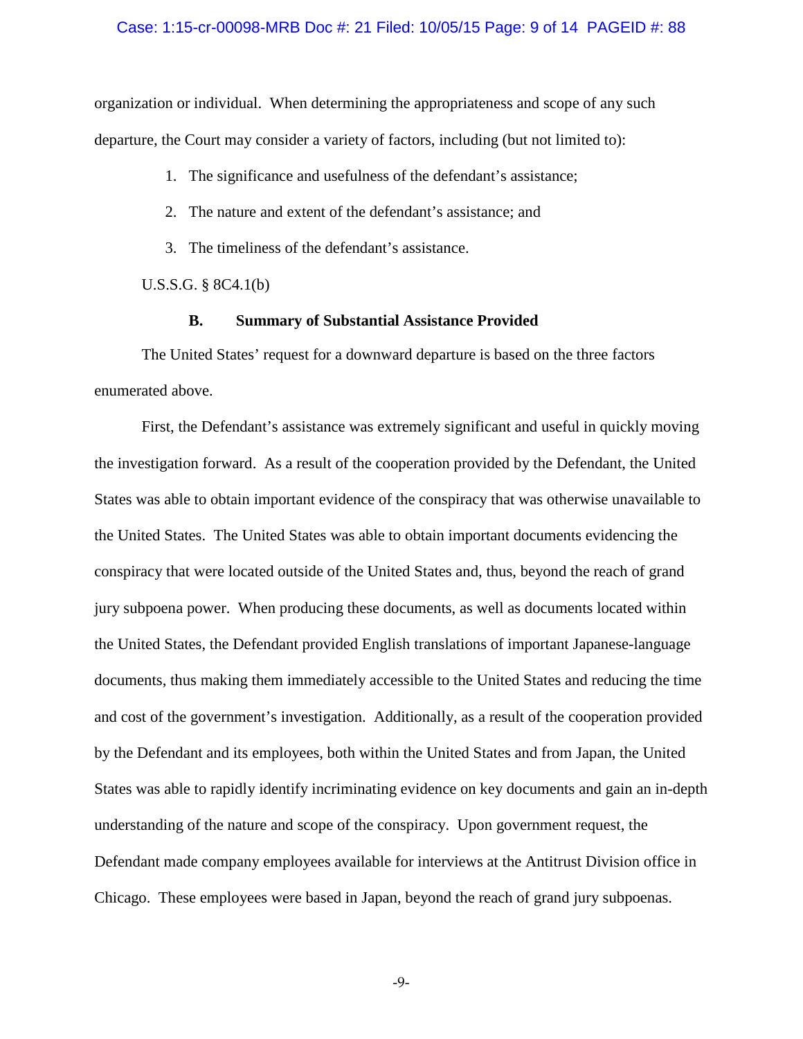organization or individual. When determining the appropriateness and scope of any such departure, the Court may consider a variety of factors, including (but not limited to):

1. The significance and usefulness of the defendant's assistance;
2. The nature and extent of the defendant's assistance; and
3. The timeliness of the defendant's assistance.

U.S.S.G. § 8C4.1(b)

### B. Summary of Substantial Assistance Provided

The United States' request for a downward departure is based on the three factors enumerated above.

First, the Defendant's assistance was extremely significant and useful in quickly moving the investigation forward. As a result of the cooperation provided by the Defendant, the United States was able to obtain important evidence of the conspiracy that was otherwise unavailable to the United States. The United States was able to obtain important documents evidencing the conspiracy that were located outside of the United States and, thus, beyond the reach of grand jury subpoena power. When producing these documents, as well as documents located within the United States, the Defendant provided English translations of important Japanese-language documents, thus making them immediately accessible to the United States and reducing the time and cost of the government's investigation. Additionally, as a result of the cooperation provided by the Defendant and its employees, both within the United States and from Japan, the United States was able to rapidly identify incriminating evidence on key documents and gain an in-depth understanding of the nature and scope of the conspiracy. Upon government request, the Defendant made company employees available for interviews at the Antitrust Division office in Chicago. These employees were based in Japan, beyond the reach of grand jury subpoenas.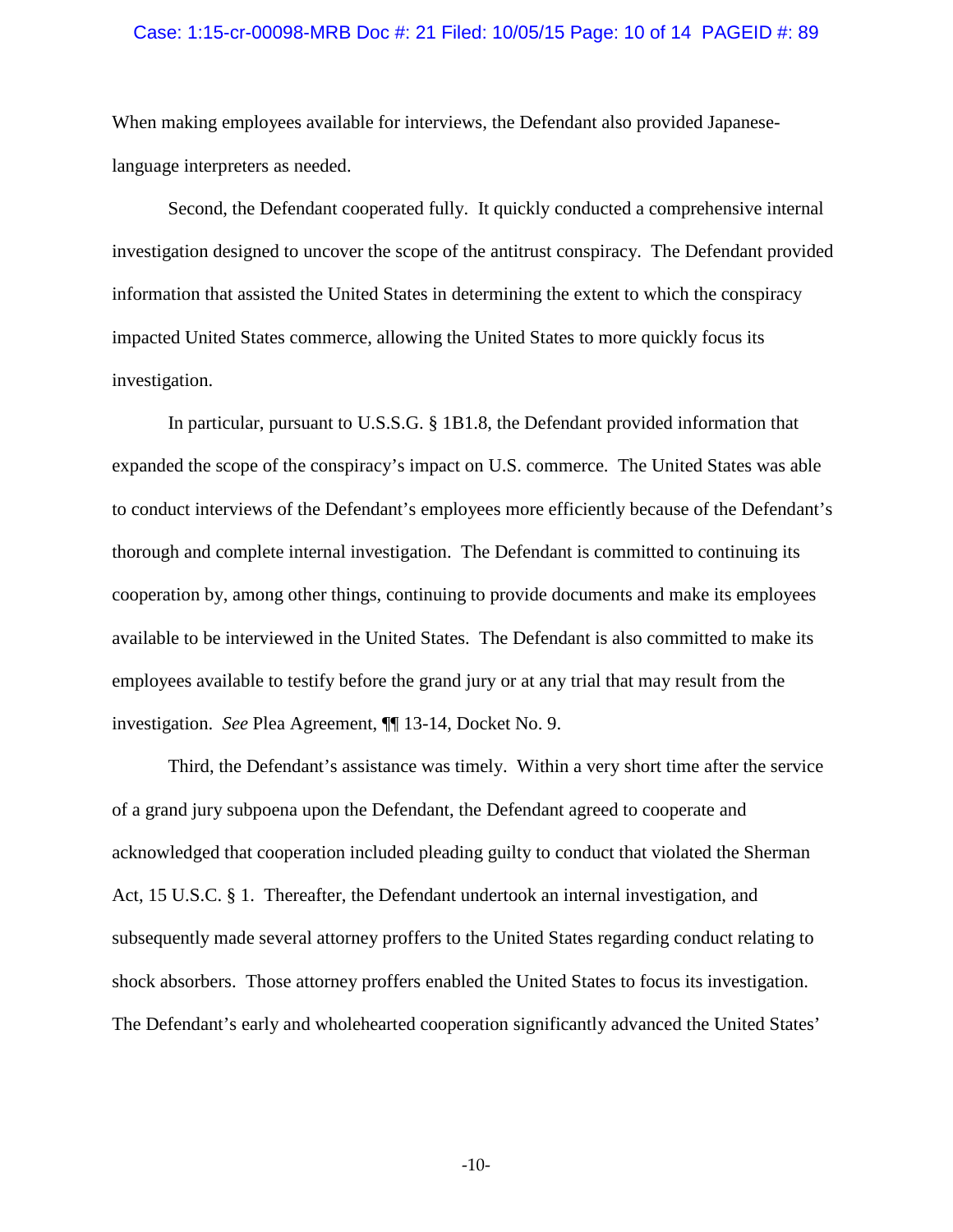When making employees available for interviews, the Defendant also provided Japanese-language interpreters as needed.

Second, the Defendant cooperated fully. It quickly conducted a comprehensive internal investigation designed to uncover the scope of the antitrust conspiracy. The Defendant provided information that assisted the United States in determining the extent to which the conspiracy impacted United States commerce, allowing the United States to more quickly focus its investigation.

In particular, pursuant to U.S.S.G. § 1B1.8, the Defendant provided information that expanded the scope of the conspiracy's impact on U.S. commerce. The United States was able to conduct interviews of the Defendant's employees more efficiently because of the Defendant's thorough and complete internal investigation. The Defendant is committed to continuing its cooperation by, among other things, continuing to provide documents and make its employees available to be interviewed in the United States. The Defendant is also committed to make its employees available to testify before the grand jury or at any trial that may result from the investigation. *See* Plea Agreement, ¶¶ 13-14, Docket No. 9.

Third, the Defendant's assistance was timely. Within a very short time after the service of a grand jury subpoena upon the Defendant, the Defendant agreed to cooperate and acknowledged that cooperation included pleading guilty to conduct that violated the Sherman Act, 15 U.S.C. § 1. Thereafter, the Defendant undertook an internal investigation, and subsequently made several attorney proffers to the United States regarding conduct relating to shock absorbers. Those attorney proffers enabled the United States to focus its investigation. The Defendant's early and wholehearted cooperation significantly advanced the United States'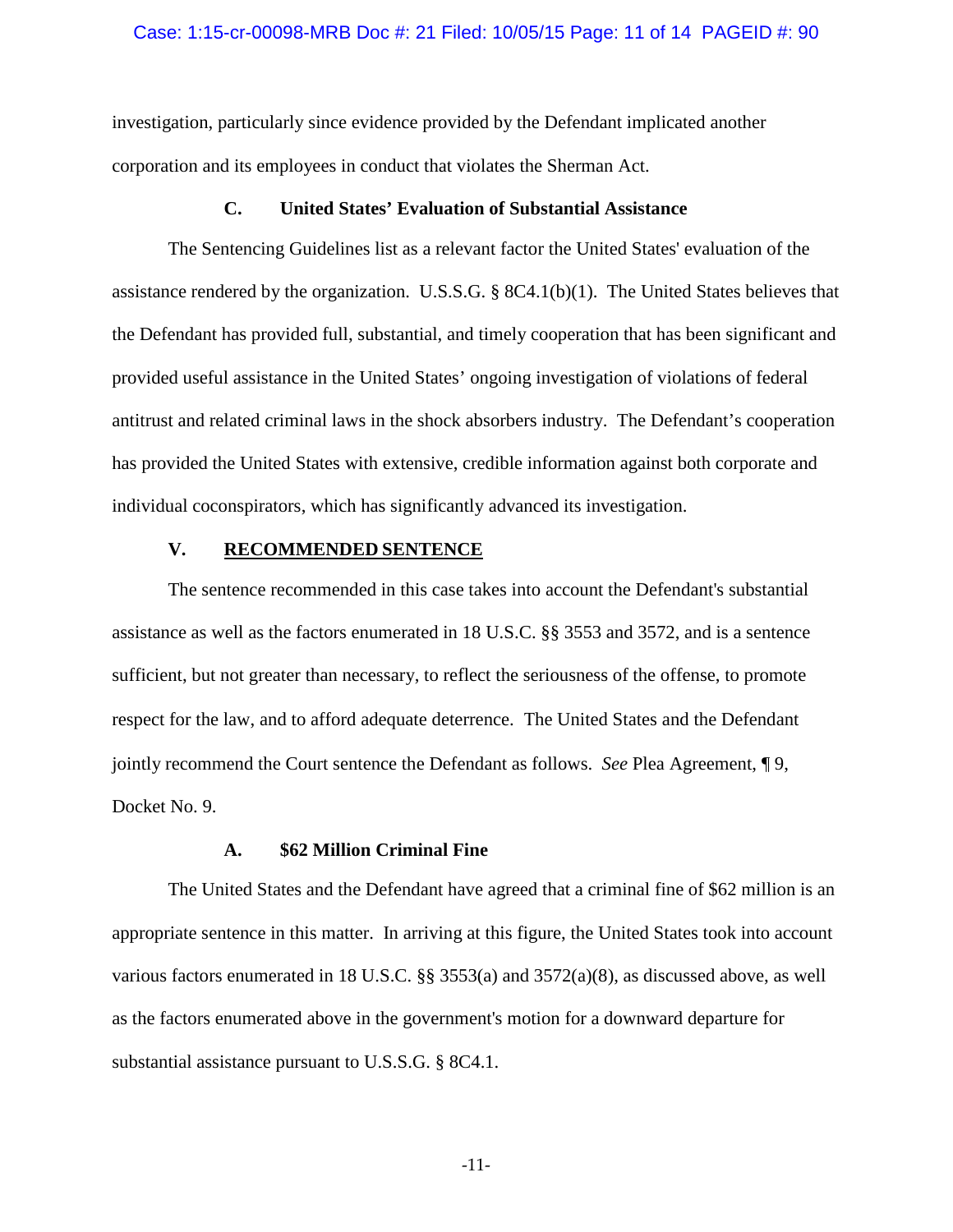investigation, particularly since evidence provided by the Defendant implicated another corporation and its employees in conduct that violates the Sherman Act.

### C. United States' Evaluation of Substantial Assistance

The Sentencing Guidelines list as a relevant factor the United States' evaluation of the assistance rendered by the organization. U.S.S.G. § 8C4.1(b)(1). The United States believes that the Defendant has provided full, substantial, and timely cooperation that has been significant and provided useful assistance in the United States' ongoing investigation of violations of federal antitrust and related criminal laws in the shock absorbers industry. The Defendant's cooperation has provided the United States with extensive, credible information against both corporate and individual coconspirators, which has significantly advanced its investigation.

## V. RECOMMENDED SENTENCE

The sentence recommended in this case takes into account the Defendant's substantial assistance as well as the factors enumerated in 18 U.S.C. §§ 3553 and 3572, and is a sentence sufficient, but not greater than necessary, to reflect the seriousness of the offense, to promote respect for the law, and to afford adequate deterrence. The United States and the Defendant jointly recommend the Court sentence the Defendant as follows. *See* Plea Agreement, ¶ 9, Docket No. 9.

### A. $62 Million Criminal Fine

The United States and the Defendant have agreed that a criminal fine of $62 million is an appropriate sentence in this matter. In arriving at this figure, the United States took into account various factors enumerated in 18 U.S.C. §§ 3553(a) and 3572(a)(8), as discussed above, as well as the factors enumerated above in the government's motion for a downward departure for substantial assistance pursuant to U.S.S.G. § 8C4.1.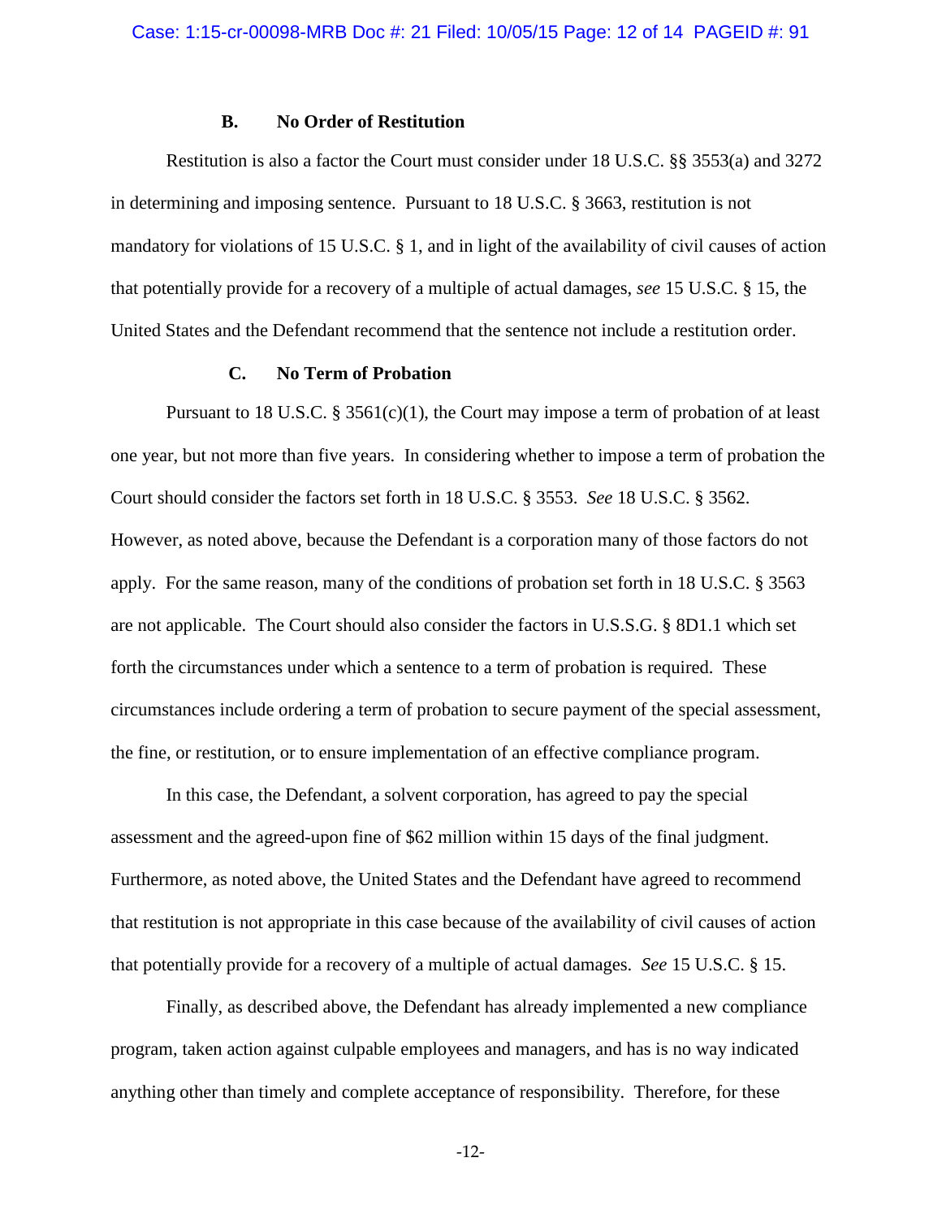### B. No Order of Restitution

Restitution is also a factor the Court must consider under 18 U.S.C. §§ 3553(a) and 3272 in determining and imposing sentence. Pursuant to 18 U.S.C. § 3663, restitution is not mandatory for violations of 15 U.S.C. § 1, and in light of the availability of civil causes of action that potentially provide for a recovery of a multiple of actual damages, *see* 15 U.S.C. § 15, the United States and the Defendant recommend that the sentence not include a restitution order.

### C. No Term of Probation

Pursuant to 18 U.S.C. § 3561(c)(1), the Court may impose a term of probation of at least one year, but not more than five years. In considering whether to impose a term of probation the Court should consider the factors set forth in 18 U.S.C. § 3553. *See* 18 U.S.C. § 3562. However, as noted above, because the Defendant is a corporation many of those factors do not apply. For the same reason, many of the conditions of probation set forth in 18 U.S.C. § 3563 are not applicable. The Court should also consider the factors in U.S.S.G. § 8D1.1 which set forth the circumstances under which a sentence to a term of probation is required. These circumstances include ordering a term of probation to secure payment of the special assessment, the fine, or restitution, or to ensure implementation of an effective compliance program.

In this case, the Defendant, a solvent corporation, has agreed to pay the special assessment and the agreed-upon fine of $62 million within 15 days of the final judgment. Furthermore, as noted above, the United States and the Defendant have agreed to recommend that restitution is not appropriate in this case because of the availability of civil causes of action that potentially provide for a recovery of a multiple of actual damages. *See* 15 U.S.C. § 15.

Finally, as described above, the Defendant has already implemented a new compliance program, taken action against culpable employees and managers, and has is no way indicated anything other than timely and complete acceptance of responsibility. Therefore, for these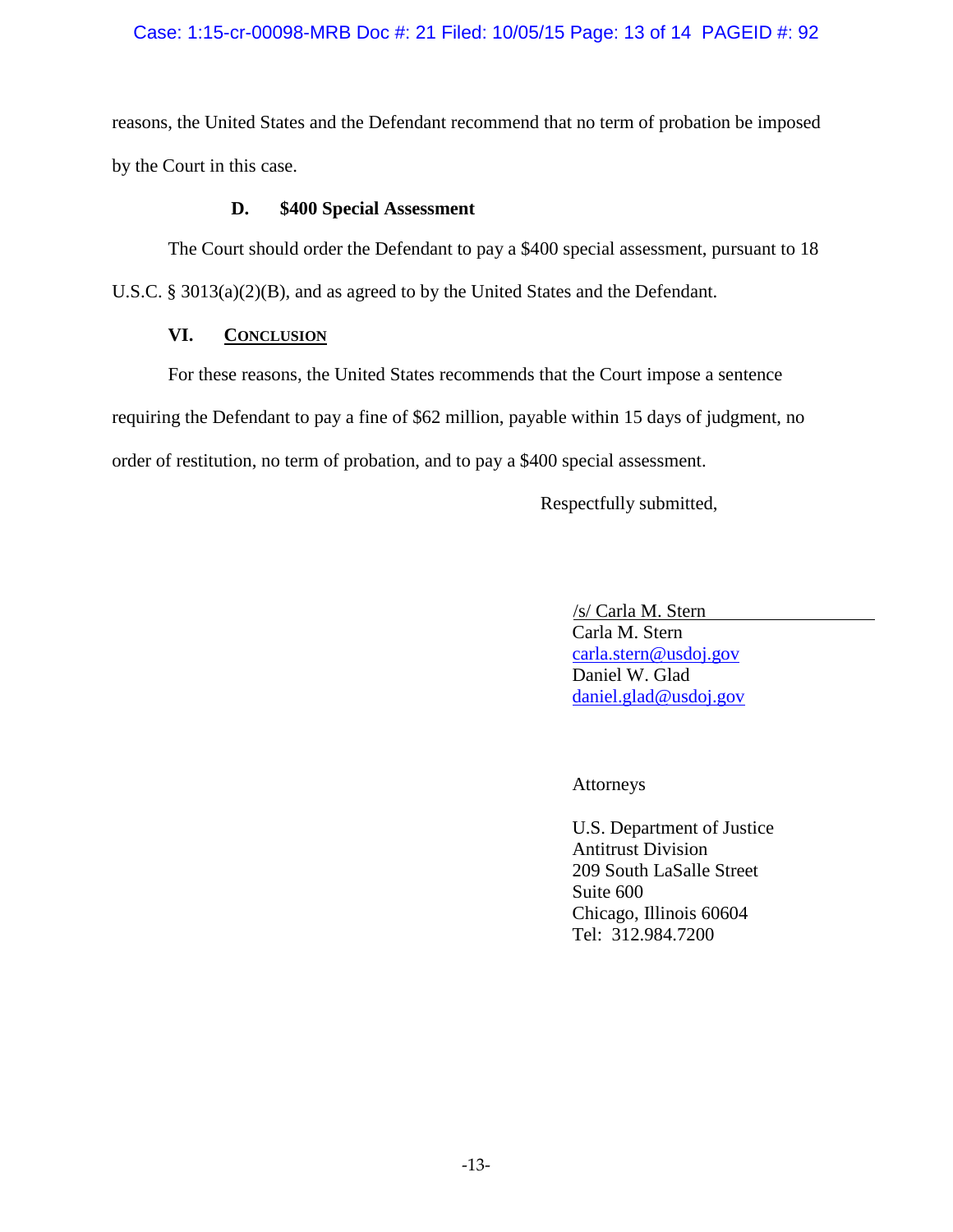reasons, the United States and the Defendant recommend that no term of probation be imposed by the Court in this case.

### D. $400 Special Assessment

The Court should order the Defendant to pay a $400 special assessment, pursuant to 18 U.S.C. § 3013(a)(2)(B), and as agreed to by the United States and the Defendant.

## VI. CONCLUSION

For these reasons, the United States recommends that the Court impose a sentence requiring the Defendant to pay a fine of $62 million, payable within 15 days of judgment, no order of restitution, no term of probation, and to pay a $400 special assessment.

Respectfully submitted,

/s/ Carla M. Stern
Carla M. Stern
carla.stern@usdoj.gov
Daniel W. Glad
daniel.glad@usdoj.gov

Attorneys

U.S. Department of Justice
Antitrust Division
209 South LaSalle Street
Suite 600
Chicago, Illinois 60604
Tel: 312.984.7200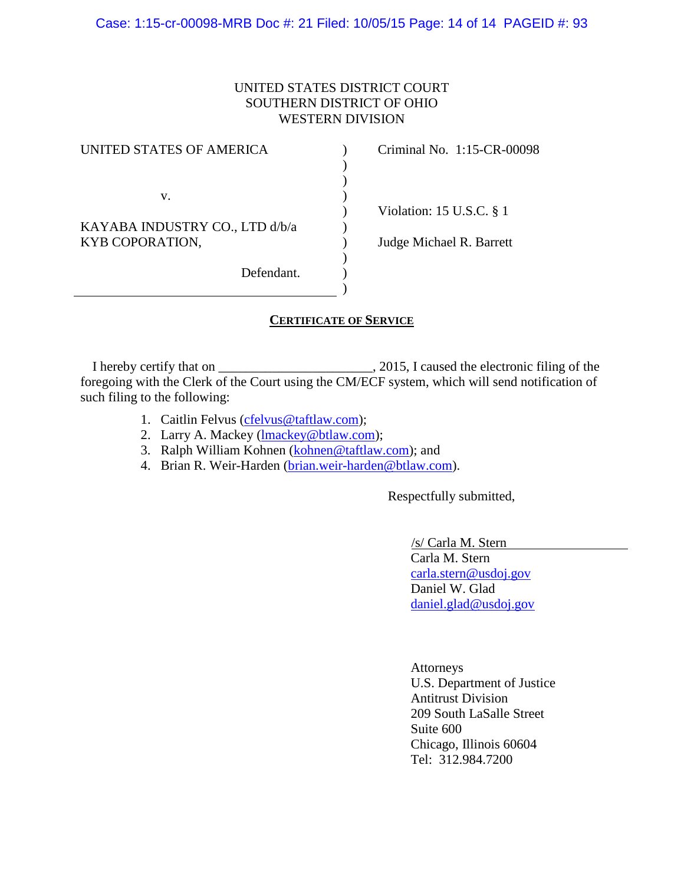UNITED STATES DISTRICT COURT
SOUTHERN DISTRICT OF OHIO
WESTERN DIVISION

| | |
|---|---|
| UNITED STATES OF AMERICA | Criminal No. 1:15-CR-00098 |
| v. | Violation: 15 U.S.C. § 1 |
| KAYABA INDUSTRY CO., LTD d/b/a KYB COPORATION, | Judge Michael R. Barrett |
| Defendant. | |

## CERTIFICATE OF SERVICE

I hereby certify that on ______________________, 2015, I caused the electronic filing of the foregoing with the Clerk of the Court using the CM/ECF system, which will send notification of such filing to the following:

1. Caitlin Felvus (cfelvus@taftlaw.com);
2. Larry A. Mackey (lmackey@btlaw.com);
3. Ralph William Kohnen (kohnen@taftlaw.com); and
4. Brian R. Weir-Harden (brian.weir-harden@btlaw.com).

Respectfully submitted,

/s/ Carla M. Stern
Carla M. Stern
carla.stern@usdoj.gov
Daniel W. Glad
daniel.glad@usdoj.gov

Attorneys
U.S. Department of Justice
Antitrust Division
209 South LaSalle Street
Suite 600
Chicago, Illinois 60604
Tel: 312.984.7200